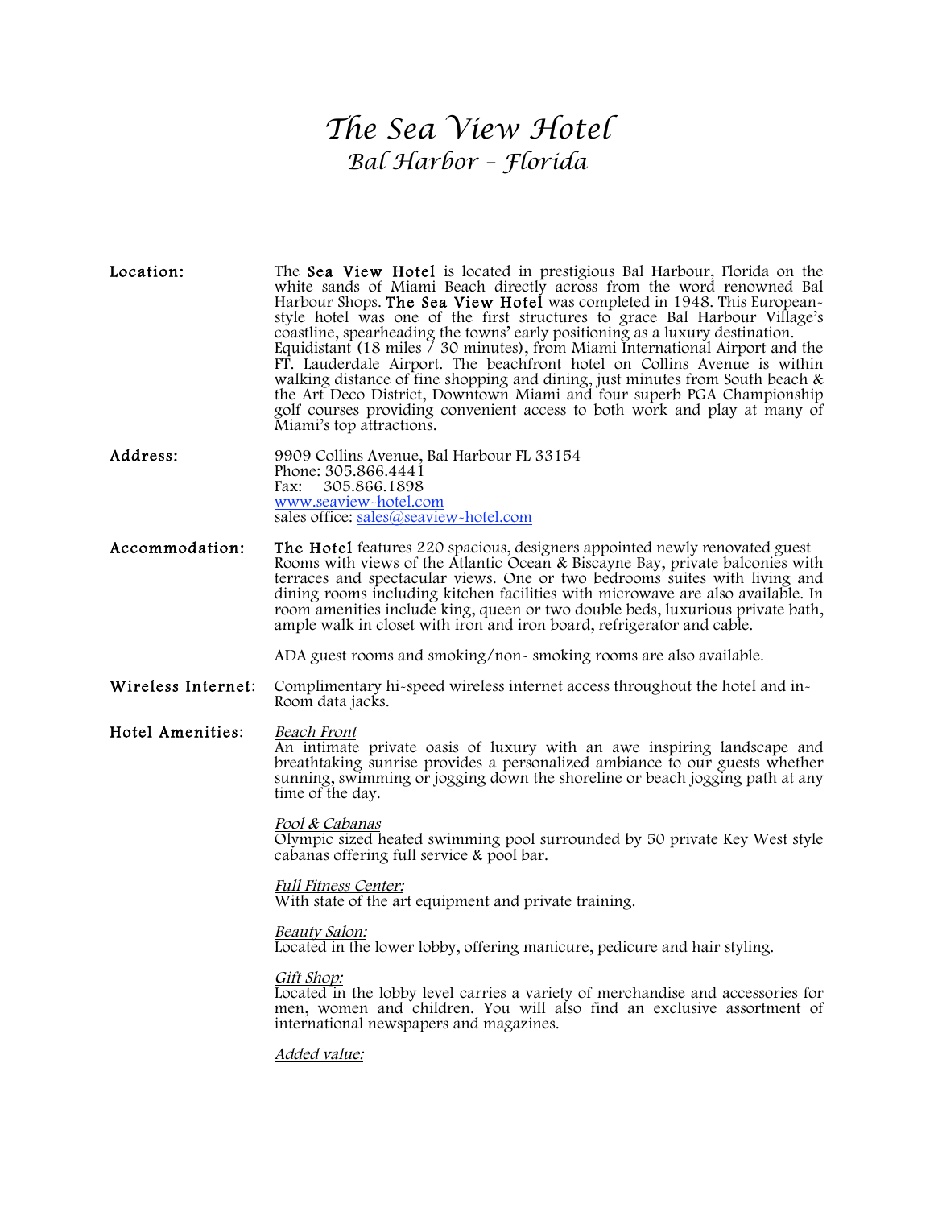# *The Sea View Hotel*

## *Bal Harbor - Florida*

**Location:** The **Sea View Hotel** is located in prestigious Bal Harbour, Florida on the white sands of Miami Beach directly across from the word renowned Bal Harbour Shops. **The Sea View Hotel** was completed in 1948. This European-style hotel was one of the first structures to grace Bal Harbour Village's coastline, spearheading the towns' early positioning as a luxury destination. Equidistant (18 miles / 30 minutes), from Miami International Airport and the FT. Lauderdale Airport. The beachfront hotel on Collins Avenue is within walking distance of fine shopping and dining, just minutes from South beach & the Art Deco District, Downtown Miami and four superb PGA Championship golf courses providing convenient access to both work and play at many of Miami's top attractions.

**Address:** 9909 Collins Avenue, Bal Harbour FL 33154
Phone: 305.866.4441
Fax: 305.866.1898
www.seaview-hotel.com
sales office: sales@seaview-hotel.com

**Accommodation:** **The Hotel** features 220 spacious, designers appointed newly renovated guest Rooms with views of the Atlantic Ocean & Biscayne Bay, private balconies with terraces and spectacular views. One or two bedrooms suites with living and dining rooms including kitchen facilities with microwave are also available. In room amenities include king, queen or two double beds, luxurious private bath, ample walk in closet with iron and iron board, refrigerator and cable.

ADA guest rooms and smoking/non- smoking rooms are also available.

**Wireless Internet:** Complimentary hi-speed wireless internet access throughout the hotel and in-Room data jacks.

**Hotel Amenities:**

*Beach Front*
An intimate private oasis of luxury with an awe inspiring landscape and breathtaking sunrise provides a personalized ambiance to our guests whether sunning, swimming or jogging down the shoreline or beach jogging path at any time of the day.

*Pool & Cabanas*
Olympic sized heated swimming pool surrounded by 50 private Key West style cabanas offering full service & pool bar.

*Full Fitness Center:*
With state of the art equipment and private training.

*Beauty Salon:*
Located in the lower lobby, offering manicure, pedicure and hair styling.

*Gift Shop:*
Located in the lobby level carries a variety of merchandise and accessories for men, women and children. You will also find an exclusive assortment of international newspapers and magazines.

*Added value:*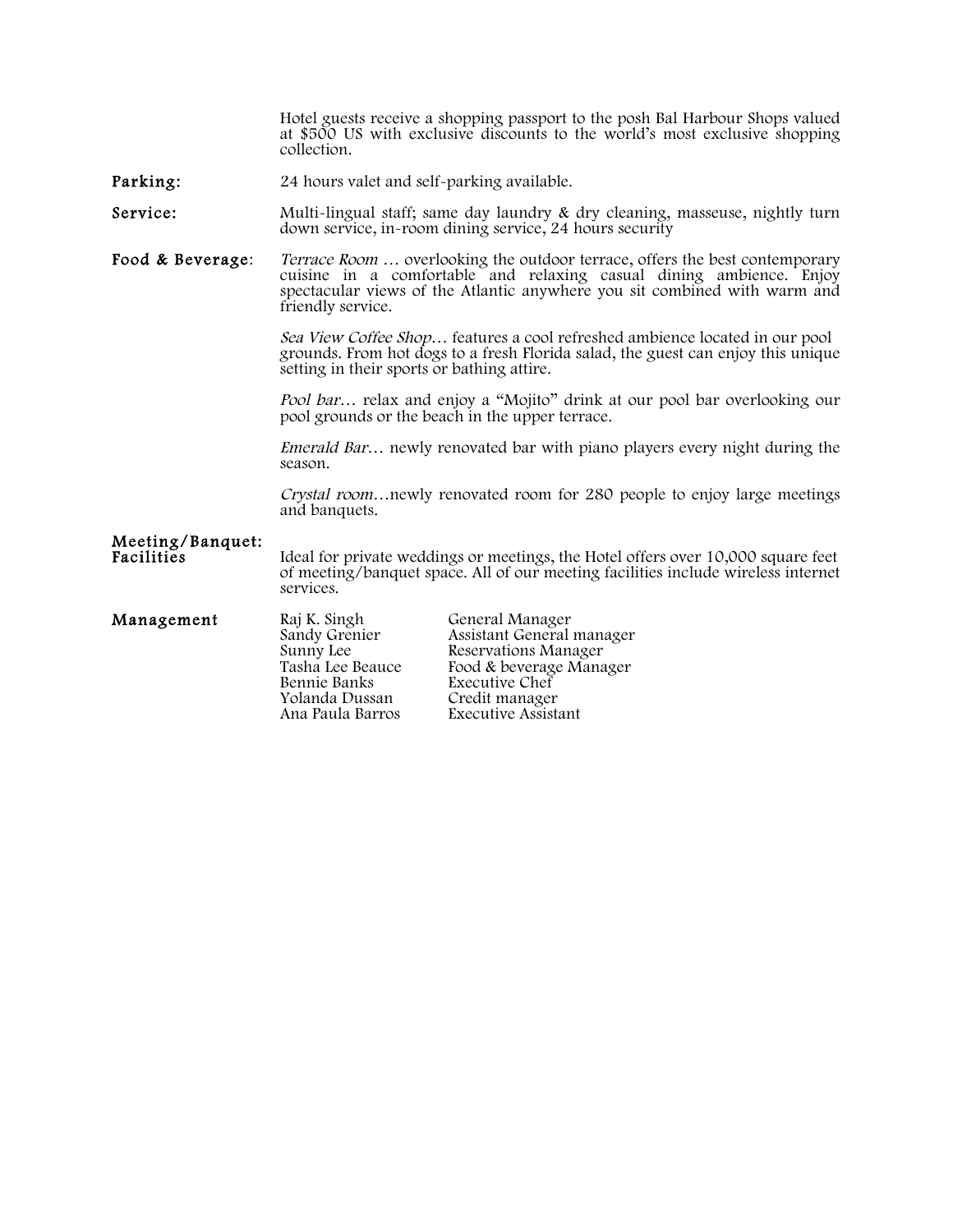Hotel guests receive a shopping passport to the posh Bal Harbour Shops valued at $500 US with exclusive discounts to the world's most exclusive shopping collection.

**Parking:** 24 hours valet and self-parking available.

**Service:** Multi-lingual staff; same day laundry & dry cleaning, masseuse, nightly turn down service, in-room dining service, 24 hours security

**Food & Beverage**: *Terrace Room …* overlooking the outdoor terrace, offers the best contemporary cuisine in a comfortable and relaxing casual dining ambience. Enjoy spectacular views of the Atlantic anywhere you sit combined with warm and friendly service.

*Sea View Coffee Shop…* features a cool refreshed ambience located in our pool grounds. From hot dogs to a fresh Florida salad, the guest can enjoy this unique setting in their sports or bathing attire.

*Pool bar…* relax and enjoy a "Mojito" drink at our pool bar overlooking our pool grounds or the beach in the upper terrace.

*Emerald Bar…* newly renovated bar with piano players every night during the season.

*Crystal room…*newly renovated room for 280 people to enjoy large meetings and banquets.

**Meeting/Banquet: Facilities** Ideal for private weddings or meetings, the Hotel offers over 10,000 square feet of meeting/banquet space. All of our meeting facilities include wireless internet services.

**Management**

| | |
|---|---|
| Raj K. Singh | General Manager |
| Sandy Grenier | Assistant General manager |
| Sunny Lee | Reservations Manager |
| Tasha Lee Beauce | Food & beverage Manager |
| Bennie Banks | Executive Chef |
| Yolanda Dussan | Credit manager |
| Ana Paula Barros | Executive Assistant |